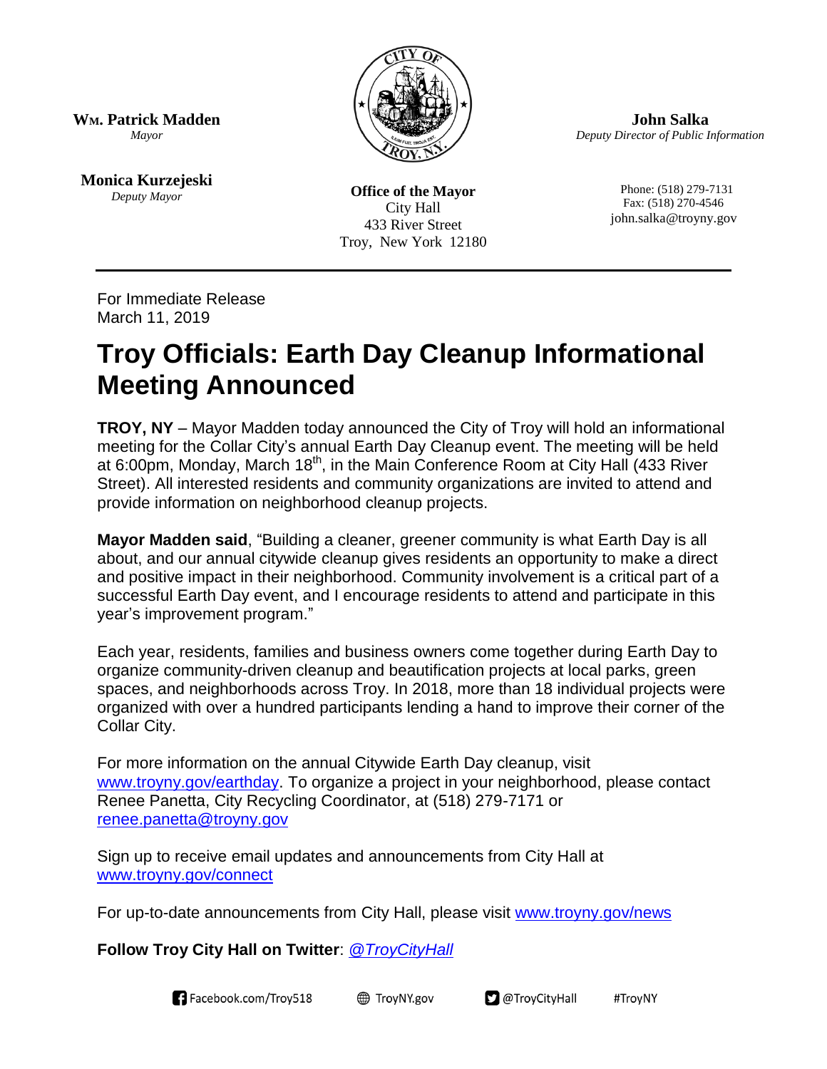**Wm. Patrick Madden**
*Mayor*

**Monica Kurzejeski**
*Deputy Mayor*

**Office of the Mayor**
City Hall
433 River Street
Troy, New York 12180

**John Salka**
*Deputy Director of Public Information*

Phone: (518) 279-7131
Fax: (518) 270-4546
john.salka@troyny.gov

---

For Immediate Release
March 11, 2019

# Troy Officials: Earth Day Cleanup Informational Meeting Announced

**TROY, NY** – Mayor Madden today announced the City of Troy will hold an informational meeting for the Collar City's annual Earth Day Cleanup event. The meeting will be held at 6:00pm, Monday, March 18th, in the Main Conference Room at City Hall (433 River Street). All interested residents and community organizations are invited to attend and provide information on neighborhood cleanup projects.

**Mayor Madden said**, "Building a cleaner, greener community is what Earth Day is all about, and our annual citywide cleanup gives residents an opportunity to make a direct and positive impact in their neighborhood. Community involvement is a critical part of a successful Earth Day event, and I encourage residents to attend and participate in this year's improvement program."

Each year, residents, families and business owners come together during Earth Day to organize community-driven cleanup and beautification projects at local parks, green spaces, and neighborhoods across Troy. In 2018, more than 18 individual projects were organized with over a hundred participants lending a hand to improve their corner of the Collar City.

For more information on the annual Citywide Earth Day cleanup, visit [www.troyny.gov/earthday](www.troyny.gov/earthday). To organize a project in your neighborhood, please contact Renee Panetta, City Recycling Coordinator, at (518) 279-7171 or [renee.panetta@troyny.gov](mailto:renee.panetta@troyny.gov)

Sign up to receive email updates and announcements from City Hall at [www.troyny.gov/connect](www.troyny.gov/connect)

For up-to-date announcements from City Hall, please visit [www.troyny.gov/news](www.troyny.gov/news)

**Follow Troy City Hall on Twitter**: *@TroyCityHall*

Facebook.com/Troy518 TroyNY.gov @TroyCityHall #TroyNY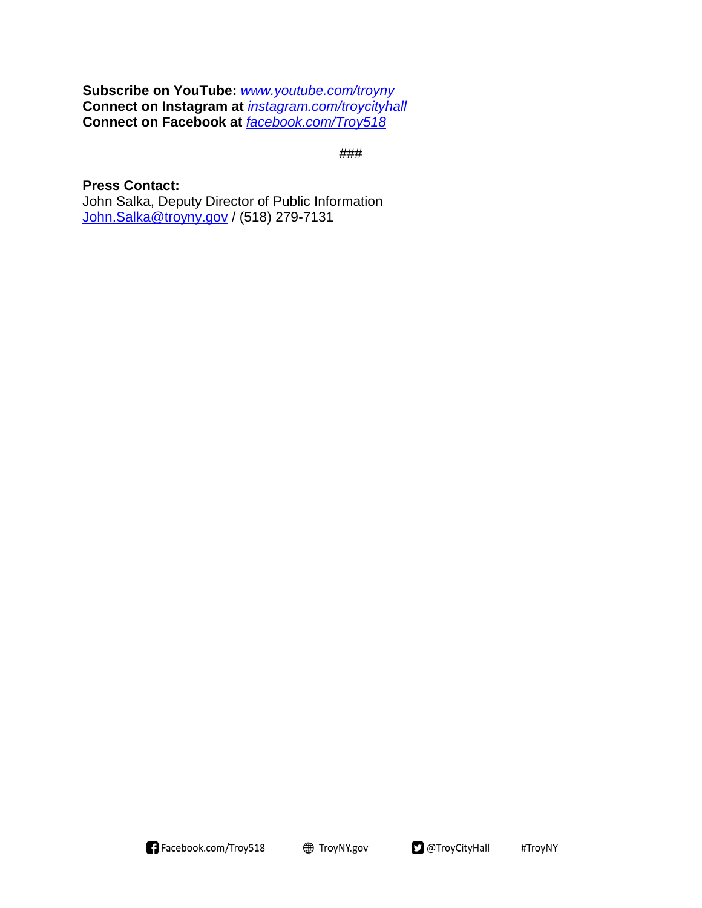**Subscribe on YouTube:** *www.youtube.com/troyny*
**Connect on Instagram at** *instagram.com/troycityhall*
**Connect on Facebook at** *facebook.com/Troy518*

###

**Press Contact:**
John Salka, Deputy Director of Public Information
John.Salka@troyny.gov / (518) 279-7131